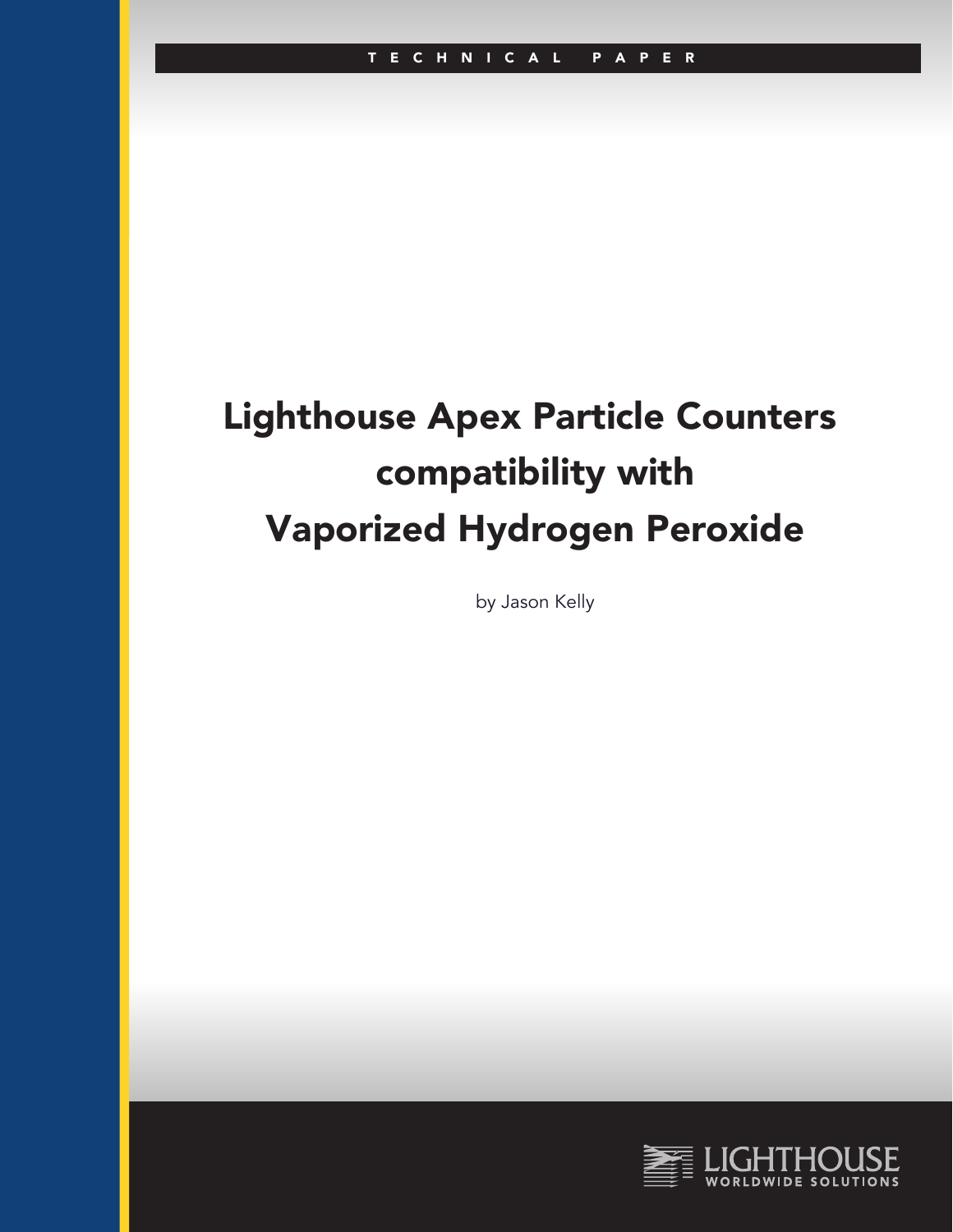TECHNICAL PAPER

# Lighthouse Apex Particle Counters compatibility with Vaporized Hydrogen Peroxide

by Jason Kelly

LIGHTHOUSE WORLDWIDE SOLUTIONS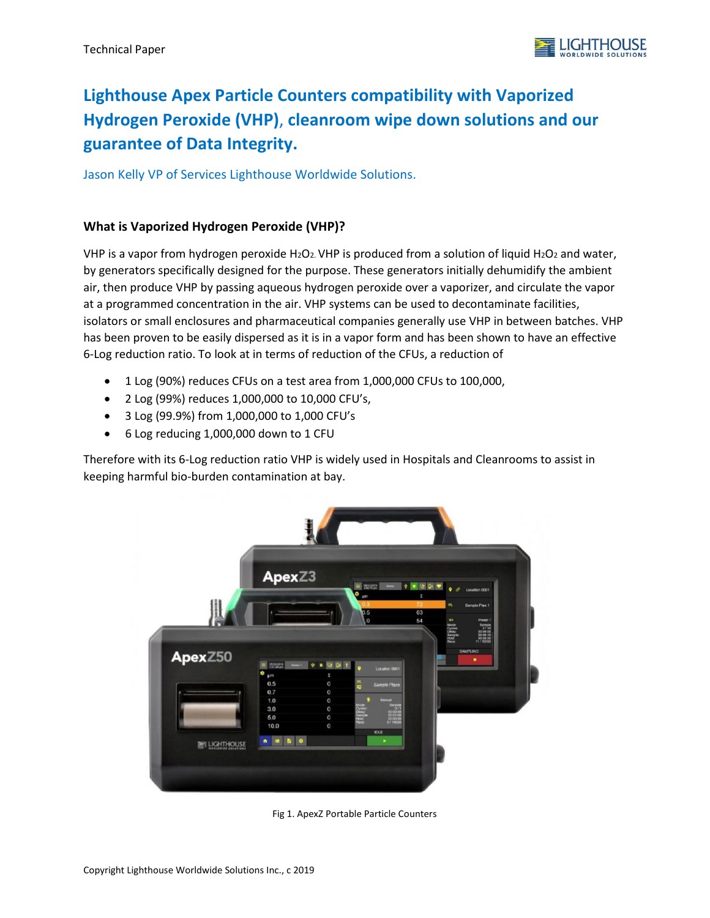Technical Paper

# Lighthouse Apex Particle Counters compatibility with Vaporized Hydrogen Peroxide (VHP), cleanroom wipe down solutions and our guarantee of Data Integrity.

Jason Kelly VP of Services Lighthouse Worldwide Solutions.

### What is Vaporized Hydrogen Peroxide (VHP)?

VHP is a vapor from hydrogen peroxide $H_2O_2$. VHP is produced from a solution of liquid $H_2O_2$ and water, by generators specifically designed for the purpose. These generators initially dehumidify the ambient air, then produce VHP by passing aqueous hydrogen peroxide over a vaporizer, and circulate the vapor at a programmed concentration in the air. VHP systems can be used to decontaminate facilities, isolators or small enclosures and pharmaceutical companies generally use VHP in between batches. VHP has been proven to be easily dispersed as it is in a vapor form and has been shown to have an effective 6-Log reduction ratio. To look at in terms of reduction of the CFUs, a reduction of

- 1 Log (90%) reduces CFUs on a test area from 1,000,000 CFUs to 100,000,
- 2 Log (99%) reduces 1,000,000 to 10,000 CFU's,
- 3 Log (99.9%) from 1,000,000 to 1,000 CFU's
- 6 Log reducing 1,000,000 down to 1 CFU

Therefore with its 6-Log reduction ratio VHP is widely used in Hospitals and Cleanrooms to assist in keeping harmful bio-burden contamination at bay.

Fig 1. ApexZ Portable Particle Counters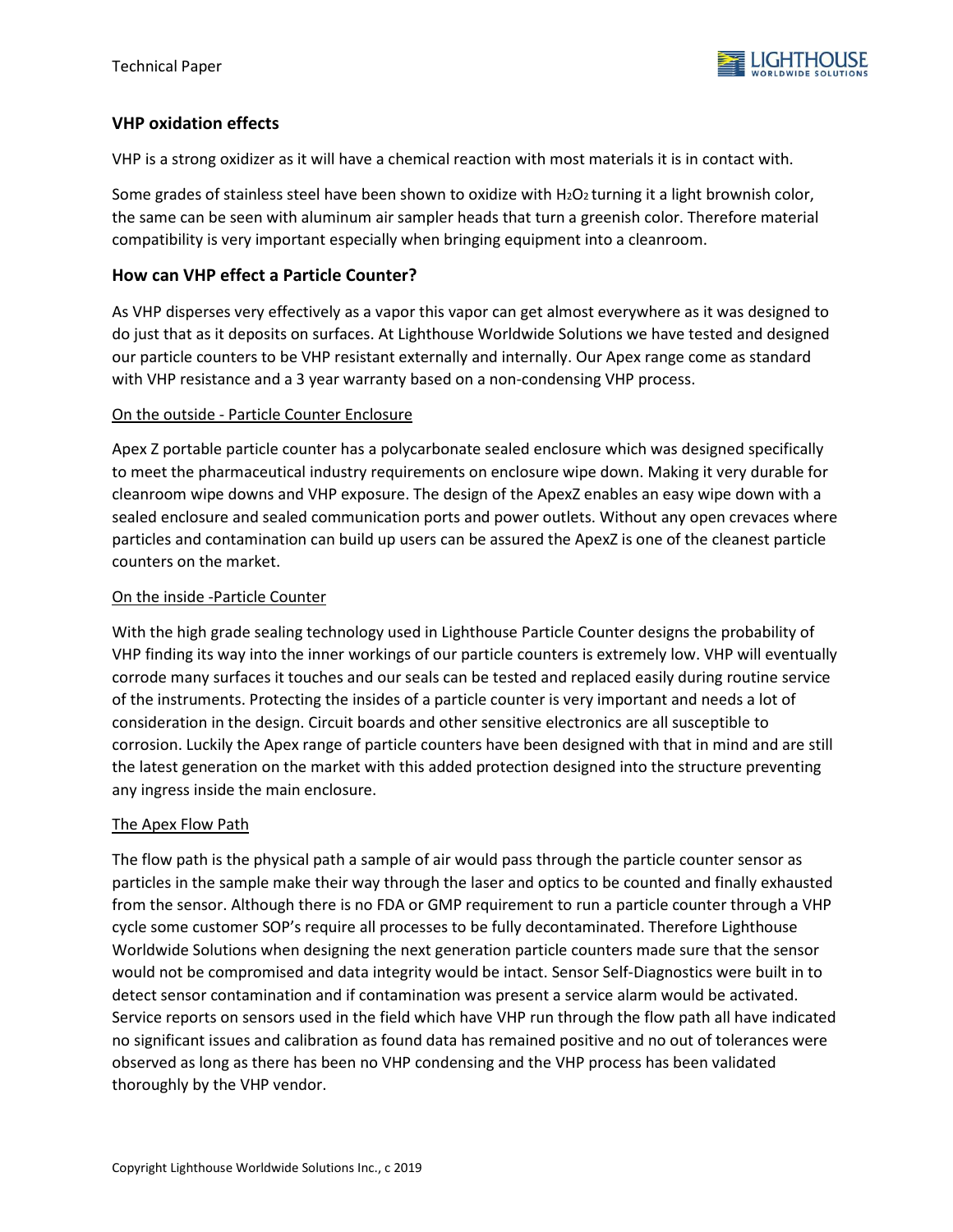## VHP oxidation effects

VHP is a strong oxidizer as it will have a chemical reaction with most materials it is in contact with.

Some grades of stainless steel have been shown to oxidize with $H_2O_2$ turning it a light brownish color, the same can be seen with aluminum air sampler heads that turn a greenish color. Therefore material compatibility is very important especially when bringing equipment into a cleanroom.

## How can VHP effect a Particle Counter?

As VHP disperses very effectively as a vapor this vapor can get almost everywhere as it was designed to do just that as it deposits on surfaces. At Lighthouse Worldwide Solutions we have tested and designed our particle counters to be VHP resistant externally and internally. Our Apex range come as standard with VHP resistance and a 3 year warranty based on a non-condensing VHP process.

<u>On the outside - Particle Counter Enclosure</u>

Apex Z portable particle counter has a polycarbonate sealed enclosure which was designed specifically to meet the pharmaceutical industry requirements on enclosure wipe down. Making it very durable for cleanroom wipe downs and VHP exposure. The design of the ApexZ enables an easy wipe down with a sealed enclosure and sealed communication ports and power outlets. Without any open crevaces where particles and contamination can build up users can be assured the ApexZ is one of the cleanest particle counters on the market.

<u>On the inside -Particle Counter</u>

With the high grade sealing technology used in Lighthouse Particle Counter designs the probability of VHP finding its way into the inner workings of our particle counters is extremely low. VHP will eventually corrode many surfaces it touches and our seals can be tested and replaced easily during routine service of the instruments. Protecting the insides of a particle counter is very important and needs a lot of consideration in the design. Circuit boards and other sensitive electronics are all susceptible to corrosion. Luckily the Apex range of particle counters have been designed with that in mind and are still the latest generation on the market with this added protection designed into the structure preventing any ingress inside the main enclosure.

<u>The Apex Flow Path</u>

The flow path is the physical path a sample of air would pass through the particle counter sensor as particles in the sample make their way through the laser and optics to be counted and finally exhausted from the sensor. Although there is no FDA or GMP requirement to run a particle counter through a VHP cycle some customer SOP's require all processes to be fully decontaminated. Therefore Lighthouse Worldwide Solutions when designing the next generation particle counters made sure that the sensor would not be compromised and data integrity would be intact. Sensor Self-Diagnostics were built in to detect sensor contamination and if contamination was present a service alarm would be activated. Service reports on sensors used in the field which have VHP run through the flow path all have indicated no significant issues and calibration as found data has remained positive and no out of tolerances were observed as long as there has been no VHP condensing and the VHP process has been validated thoroughly by the VHP vendor.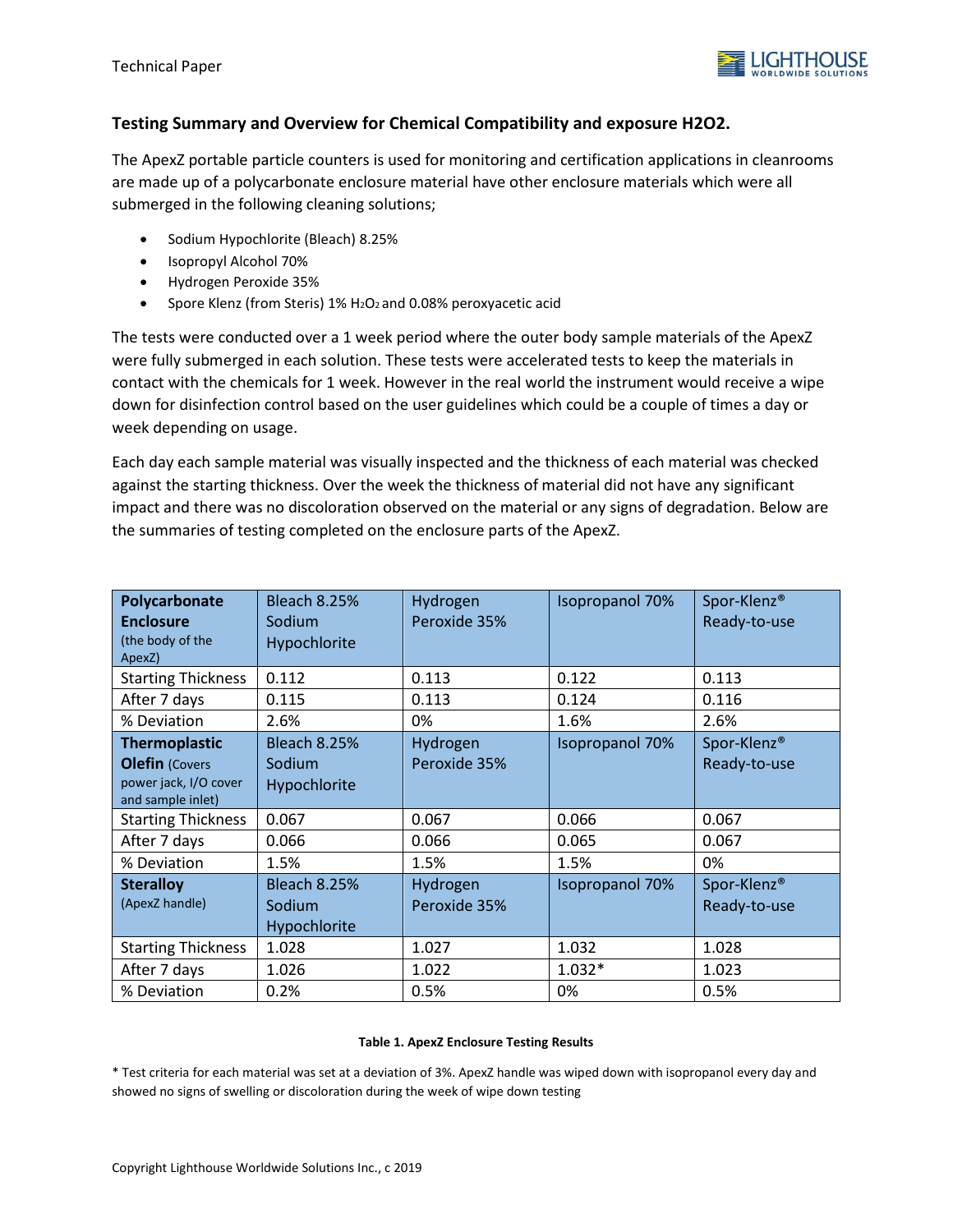Technical Paper

## Testing Summary and Overview for Chemical Compatibility and exposure H2O2.

The ApexZ portable particle counters is used for monitoring and certification applications in cleanrooms are made up of a polycarbonate enclosure material have other enclosure materials which were all submerged in the following cleaning solutions;

- Sodium Hypochlorite (Bleach) 8.25%
- Isopropyl Alcohol 70%
- Hydrogen Peroxide 35%
- Spore Klenz (from Steris) 1% $H_2O_2$ and 0.08% peroxyacetic acid

The tests were conducted over a 1 week period where the outer body sample materials of the ApexZ were fully submerged in each solution. These tests were accelerated tests to keep the materials in contact with the chemicals for 1 week. However in the real world the instrument would receive a wipe down for disinfection control based on the user guidelines which could be a couple of times a day or week depending on usage.

Each day each sample material was visually inspected and the thickness of each material was checked against the starting thickness. Over the week the thickness of material did not have any significant impact and there was no discoloration observed on the material or any signs of degradation. Below are the summaries of testing completed on the enclosure parts of the ApexZ.

| **Polycarbonate Enclosure** (the body of the ApexZ) | Bleach 8.25% Sodium Hypochlorite | Hydrogen Peroxide 35% | Isopropanol 70% | Spor-Klenz® Ready-to-use |
|---|---|---|---|---|
| Starting Thickness | 0.112 | 0.113 | 0.122 | 0.113 |
| After 7 days | 0.115 | 0.113 | 0.124 | 0.116 |
| % Deviation | 2.6% | 0% | 1.6% | 2.6% |
| **Thermoplastic Olefin** (Covers power jack, I/O cover and sample inlet) | Bleach 8.25% Sodium Hypochlorite | Hydrogen Peroxide 35% | Isopropanol 70% | Spor-Klenz® Ready-to-use |
| Starting Thickness | 0.067 | 0.067 | 0.066 | 0.067 |
| After 7 days | 0.066 | 0.066 | 0.065 | 0.067 |
| % Deviation | 1.5% | 1.5% | 1.5% | 0% |
| **Steralloy** (ApexZ handle) | Bleach 8.25% Sodium Hypochlorite | Hydrogen Peroxide 35% | Isopropanol 70% | Spor-Klenz® Ready-to-use |
| Starting Thickness | 1.028 | 1.027 | 1.032 | 1.028 |
| After 7 days | 1.026 | 1.022 | 1.032* | 1.023 |
| % Deviation | 0.2% | 0.5% | 0% | 0.5% |

**Table 1. ApexZ Enclosure Testing Results**

\* Test criteria for each material was set at a deviation of 3%. ApexZ handle was wiped down with isopropanol every day and showed no signs of swelling or discoloration during the week of wipe down testing

Copyright Lighthouse Worldwide Solutions Inc., c 2019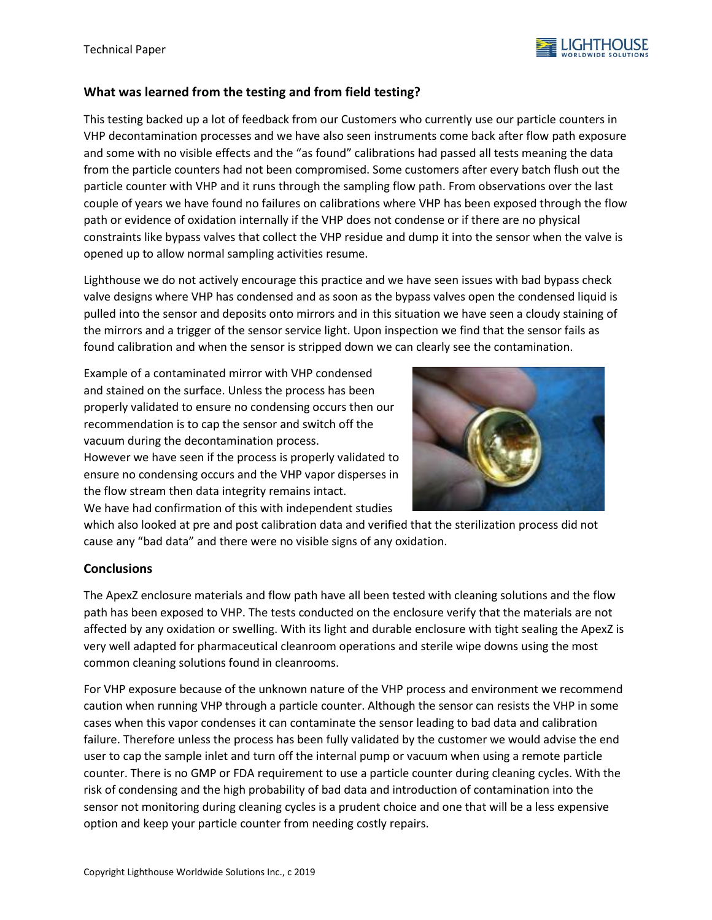## What was learned from the testing and from field testing?

This testing backed up a lot of feedback from our Customers who currently use our particle counters in VHP decontamination processes and we have also seen instruments come back after flow path exposure and some with no visible effects and the "as found" calibrations had passed all tests meaning the data from the particle counters had not been compromised. Some customers after every batch flush out the particle counter with VHP and it runs through the sampling flow path. From observations over the last couple of years we have found no failures on calibrations where VHP has been exposed through the flow path or evidence of oxidation internally if the VHP does not condense or if there are no physical constraints like bypass valves that collect the VHP residue and dump it into the sensor when the valve is opened up to allow normal sampling activities resume.

Lighthouse we do not actively encourage this practice and we have seen issues with bad bypass check valve designs where VHP has condensed and as soon as the bypass valves open the condensed liquid is pulled into the sensor and deposits onto mirrors and in this situation we have seen a cloudy staining of the mirrors and a trigger of the sensor service light. Upon inspection we find that the sensor fails as found calibration and when the sensor is stripped down we can clearly see the contamination.

Example of a contaminated mirror with VHP condensed and stained on the surface. Unless the process has been properly validated to ensure no condensing occurs then our recommendation is to cap the sensor and switch off the vacuum during the decontamination process.
However we have seen if the process is properly validated to ensure no condensing occurs and the VHP vapor disperses in the flow stream then data integrity remains intact.
We have had confirmation of this with independent studies which also looked at pre and post calibration data and verified that the sterilization process did not cause any "bad data" and there were no visible signs of any oxidation.

## Conclusions

The ApexZ enclosure materials and flow path have all been tested with cleaning solutions and the flow path has been exposed to VHP. The tests conducted on the enclosure verify that the materials are not affected by any oxidation or swelling. With its light and durable enclosure with tight sealing the ApexZ is very well adapted for pharmaceutical cleanroom operations and sterile wipe downs using the most common cleaning solutions found in cleanrooms.

For VHP exposure because of the unknown nature of the VHP process and environment we recommend caution when running VHP through a particle counter. Although the sensor can resists the VHP in some cases when this vapor condenses it can contaminate the sensor leading to bad data and calibration failure. Therefore unless the process has been fully validated by the customer we would advise the end user to cap the sample inlet and turn off the internal pump or vacuum when using a remote particle counter. There is no GMP or FDA requirement to use a particle counter during cleaning cycles. With the risk of condensing and the high probability of bad data and introduction of contamination into the sensor not monitoring during cleaning cycles is a prudent choice and one that will be a less expensive option and keep your particle counter from needing costly repairs.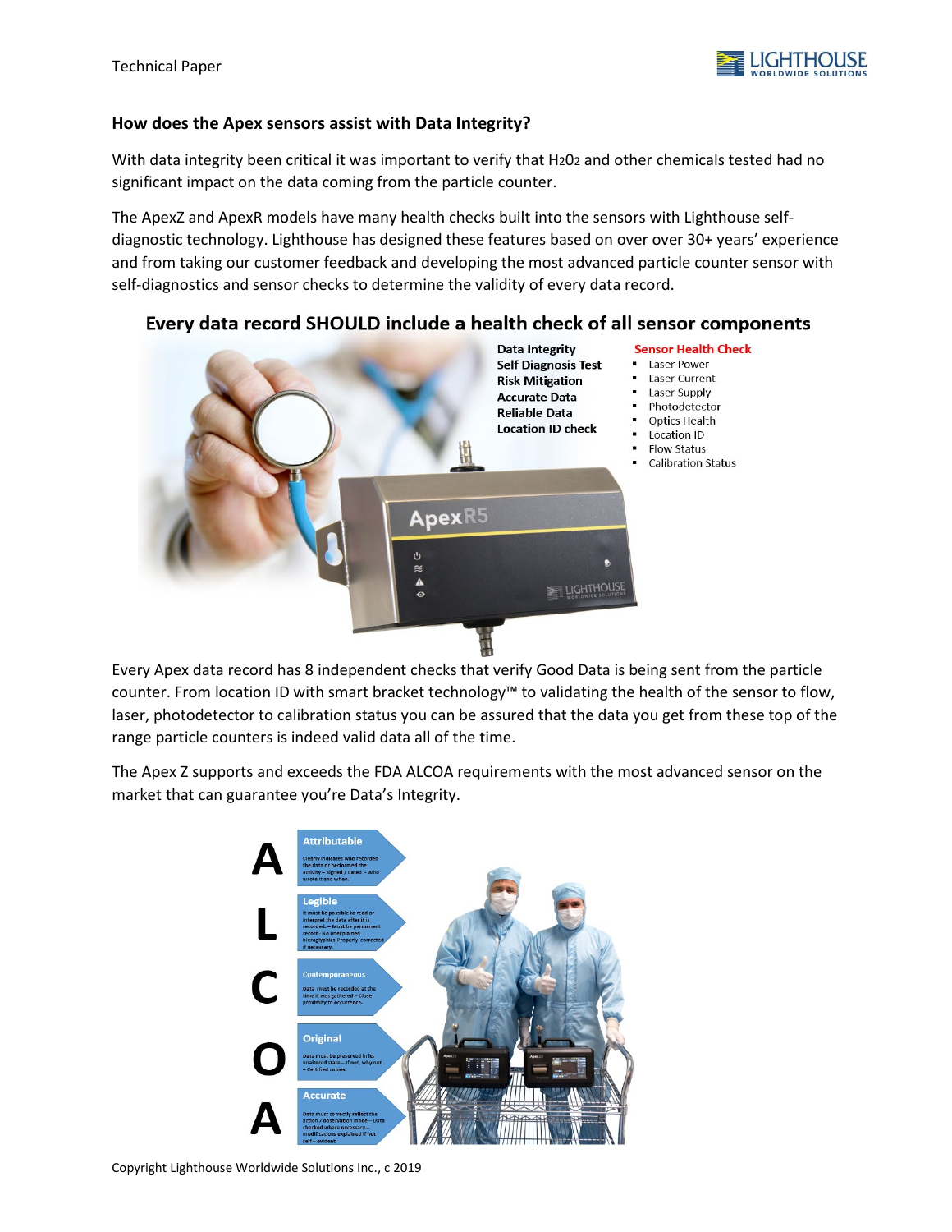## How does the Apex sensors assist with Data Integrity?

With data integrity been critical it was important to verify that $H_2O_2$ and other chemicals tested had no significant impact on the data coming from the particle counter.

The ApexZ and ApexR models have many health checks built into the sensors with Lighthouse self-diagnostic technology. Lighthouse has designed these features based on over over 30+ years' experience and from taking our customer feedback and developing the most advanced particle counter sensor with self-diagnostics and sensor checks to determine the validity of every data record.

**Every data record SHOULD include a health check of all sensor components**

**Data Integrity**
**Self Diagnosis Test**
**Risk Mitigation**
**Accurate Data**
**Reliable Data**
**Location ID check**

**Sensor Health Check**

- Laser Power
- Laser Current
- Laser Supply
- Photodetector
- Optics Health
- Location ID
- Flow Status
- Calibration Status

Every Apex data record has 8 independent checks that verify Good Data is being sent from the particle counter. From location ID with smart bracket technology™ to validating the health of the sensor to flow, laser, photodetector to calibration status you can be assured that the data you get from these top of the range particle counters is indeed valid data all of the time.

The Apex Z supports and exceeds the FDA ALCOA requirements with the most advanced sensor on the market that can guarantee you're Data's Integrity.

**A** – **Attributable**: Clearly indicates who recorded the data or performed the activity – Signed / dated – Who wrote it and when.

**L** – **Legible**: It must be possible to read or interpret the data after it is recorded. – Must be permanent record– No unexplained hieroglyphics-Properly corrected, if necessary.

**C** – **Contemporaneous**: Data must be recorded at the time it was gathered – Close proximity to occurrence.

**O** – **Original**: Data must be preserved in its unaltered state – If not, why not – Certified copies.

**A** – **Accurate**: Data must correctly reflect the action / observation made – Data checked where necessary – modifications explained if not self – evident.

Copyright Lighthouse Worldwide Solutions Inc., c 2019